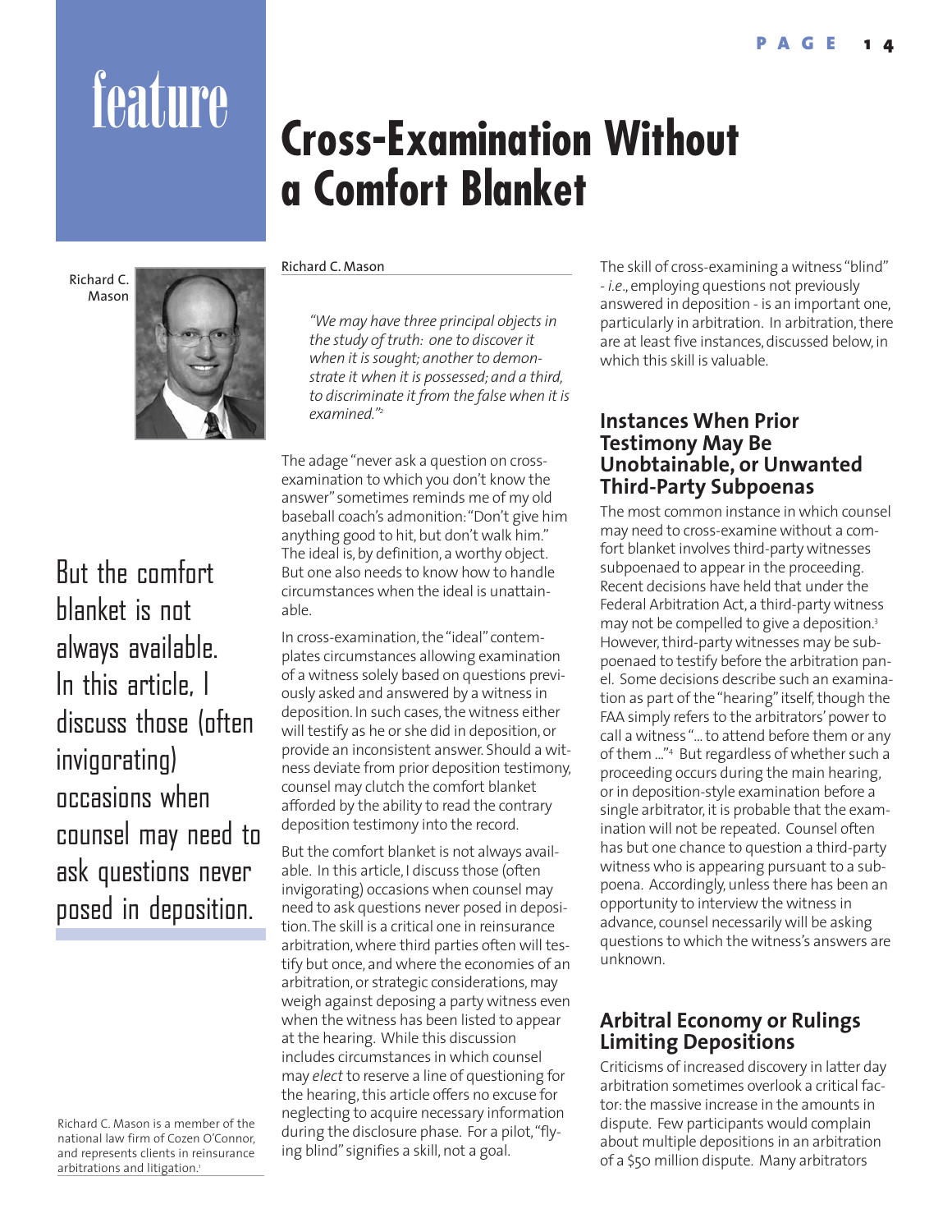feature

# Cross-Examination Without a Comfort Blanket

Richard C. Mason

*"We may have three principal objects in the study of truth: one to discover it when it is sought; another to demonstrate it when it is possessed; and a third, to discriminate it from the false when it is examined."*[2]

The adage "never ask a question on cross-examination to which you don't know the answer" sometimes reminds me of my old baseball coach's admonition: "Don't give him anything good to hit, but don't walk him." The ideal is, by definition, a worthy object. But one also needs to know how to handle circumstances when the ideal is unattainable.

In cross-examination, the "ideal" contemplates circumstances allowing examination of a witness solely based on questions previously asked and answered by a witness in deposition. In such cases, the witness either will testify as he or she did in deposition, or provide an inconsistent answer. Should a witness deviate from prior deposition testimony, counsel may clutch the comfort blanket afforded by the ability to read the contrary deposition testimony into the record.

But the comfort blanket is not always available. In this article, I discuss those (often invigorating) occasions when counsel may need to ask questions never posed in deposition. The skill is a critical one in reinsurance arbitration, where third parties often will testify but once, and where the economies of an arbitration, or strategic considerations, may weigh against deposing a party witness even when the witness has been listed to appear at the hearing. While this discussion includes circumstances in which counsel may *elect* to reserve a line of questioning for the hearing, this article offers no excuse for neglecting to acquire necessary information during the disclosure phase. For a pilot, "flying blind" signifies a skill, not a goal.

The skill of cross-examining a witness "blind" - *i.e.*, employing questions not previously answered in deposition - is an important one, particularly in arbitration. In arbitration, there are at least five instances, discussed below, in which this skill is valuable.

## Instances When Prior Testimony May Be Unobtainable, or Unwanted Third-Party Subpoenas

The most common instance in which counsel may need to cross-examine without a comfort blanket involves third-party witnesses subpoenaed to appear in the proceeding. Recent decisions have held that under the Federal Arbitration Act, a third-party witness may not be compelled to give a deposition.[3] However, third-party witnesses may be subpoenaed to testify before the arbitration panel. Some decisions describe such an examination as part of the "hearing" itself, though the FAA simply refers to the arbitrators' power to call a witness "... to attend before them or any of them ..."[4] But regardless of whether such a proceeding occurs during the main hearing, or in deposition-style examination before a single arbitrator, it is probable that the examination will not be repeated. Counsel often has but one chance to question a third-party witness who is appearing pursuant to a subpoena. Accordingly, unless there has been an opportunity to interview the witness in advance, counsel necessarily will be asking questions to which the witness's answers are unknown.

## Arbitral Economy or Rulings Limiting Depositions

Criticisms of increased discovery in latter day arbitration sometimes overlook a critical factor: the massive increase in the amounts in dispute. Few participants would complain about multiple depositions in an arbitration of a $50 million dispute. Many arbitrators

> But the comfort blanket is not always available. In this article, I discuss those (often invigorating) occasions when counsel may need to ask questions never posed in deposition.

Richard C. Mason is a member of the national law firm of Cozen O'Connor, and represents clients in reinsurance arbitrations and litigation.[1]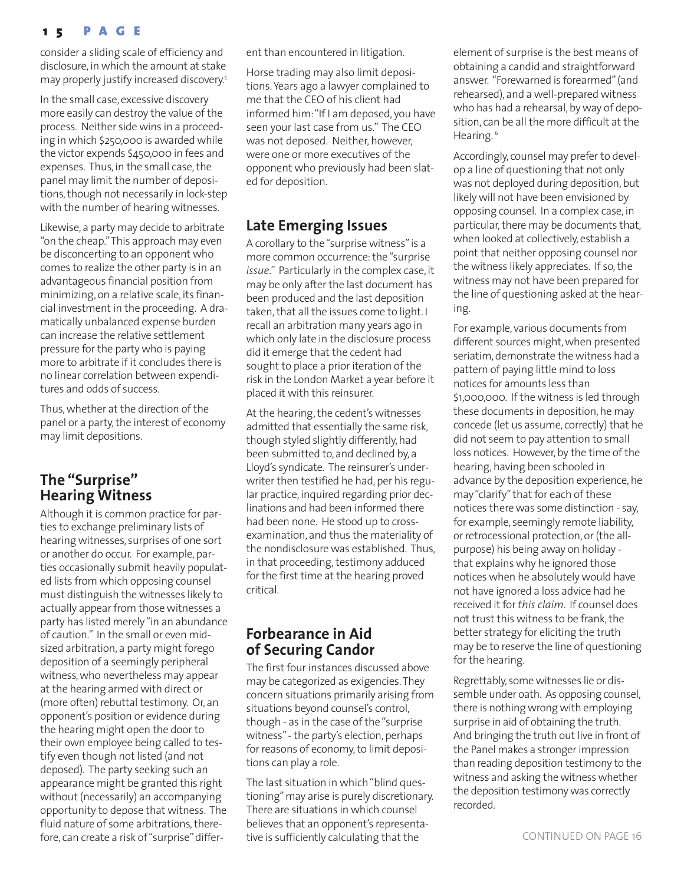consider a sliding scale of efficiency and disclosure, in which the amount at stake may properly justify increased discovery.[5]

In the small case, excessive discovery more easily can destroy the value of the process. Neither side wins in a proceeding in which $250,000 is awarded while the victor expends $450,000 in fees and expenses. Thus, in the small case, the panel may limit the number of depositions, though not necessarily in lock-step with the number of hearing witnesses.

Likewise, a party may decide to arbitrate "on the cheap." This approach may even be disconcerting to an opponent who comes to realize the other party is in an advantageous financial position from minimizing, on a relative scale, its financial investment in the proceeding. A dramatically unbalanced expense burden can increase the relative settlement pressure for the party who is paying more to arbitrate if it concludes there is no linear correlation between expenditures and odds of success.

Thus, whether at the direction of the panel or a party, the interest of economy may limit depositions.

## The "Surprise" Hearing Witness

Although it is common practice for parties to exchange preliminary lists of hearing witnesses, surprises of one sort or another do occur. For example, parties occasionally submit heavily populated lists from which opposing counsel must distinguish the witnesses likely to actually appear from those witnesses a party has listed merely "in an abundance of caution." In the small or even mid-sized arbitration, a party might forego deposition of a seemingly peripheral witness, who nevertheless may appear at the hearing armed with direct or (more often) rebuttal testimony. Or, an opponent's position or evidence during the hearing might open the door to their own employee being called to testify even though not listed (and not deposed). The party seeking such an appearance might be granted this right without (necessarily) an accompanying opportunity to depose that witness. The fluid nature of some arbitrations, therefore, can create a risk of "surprise" different than encountered in litigation.

Horse trading may also limit depositions. Years ago a lawyer complained to me that the CEO of his client had informed him: "If I am deposed, you have seen your last case from us." The CEO was not deposed. Neither, however, were one or more executives of the opponent who previously had been slated for deposition.

## Late Emerging Issues

A corollary to the "surprise witness" is a more common occurrence: the "surprise *issue*." Particularly in the complex case, it may be only after the last document has been produced and the last deposition taken, that all the issues come to light. I recall an arbitration many years ago in which only late in the disclosure process did it emerge that the cedent had sought to place a prior iteration of the risk in the London Market a year before it placed it with this reinsurer.

At the hearing, the cedent's witnesses admitted that essentially the same risk, though styled slightly differently, had been submitted to, and declined by, a Lloyd's syndicate. The reinsurer's underwriter then testified he had, per his regular practice, inquired regarding prior declinations and had been informed there had been none. He stood up to cross-examination, and thus the materiality of the nondisclosure was established. Thus, in that proceeding, testimony adduced for the first time at the hearing proved critical.

## Forbearance in Aid of Securing Candor

The first four instances discussed above may be categorized as exigencies. They concern situations primarily arising from situations beyond counsel's control, though - as in the case of the "surprise witness" - the party's election, perhaps for reasons of economy, to limit depositions can play a role.

The last situation in which "blind questioning" may arise is purely discretionary. There are situations in which counsel believes that an opponent's representative is sufficiently calculating that the element of surprise is the best means of obtaining a candid and straightforward answer. "Forewarned is forearmed" (and rehearsed), and a well-prepared witness who has had a rehearsal, by way of deposition, can be all the more difficult at the Hearing.[6]

Accordingly, counsel may prefer to develop a line of questioning that not only was not deployed during deposition, but likely will not have been envisioned by opposing counsel. In a complex case, in particular, there may be documents that, when looked at collectively, establish a point that neither opposing counsel nor the witness likely appreciates. If so, the witness may not have been prepared for the line of questioning asked at the hearing.

For example, various documents from different sources might, when presented seriatim, demonstrate the witness had a pattern of paying little mind to loss notices for amounts less than $1,000,000. If the witness is led through these documents in deposition, he may concede (let us assume, correctly) that he did not seem to pay attention to small loss notices. However, by the time of the hearing, having been schooled in advance by the deposition experience, he may "clarify" that for each of these notices there was some distinction - say, for example, seemingly remote liability, or retrocessional protection, or (the all-purpose) his being away on holiday - that explains why he ignored those notices when he absolutely would have not have ignored a loss advice had he received it for *this claim*. If counsel does not trust this witness to be frank, the better strategy for eliciting the truth may be to reserve the line of questioning for the hearing.

Regrettably, some witnesses lie or dissemble under oath. As opposing counsel, there is nothing wrong with employing surprise in aid of obtaining the truth. And bringing the truth out live in front of the Panel makes a stronger impression than reading deposition testimony to the witness and asking the witness whether the deposition testimony was correctly recorded.

CONTINUED ON PAGE 16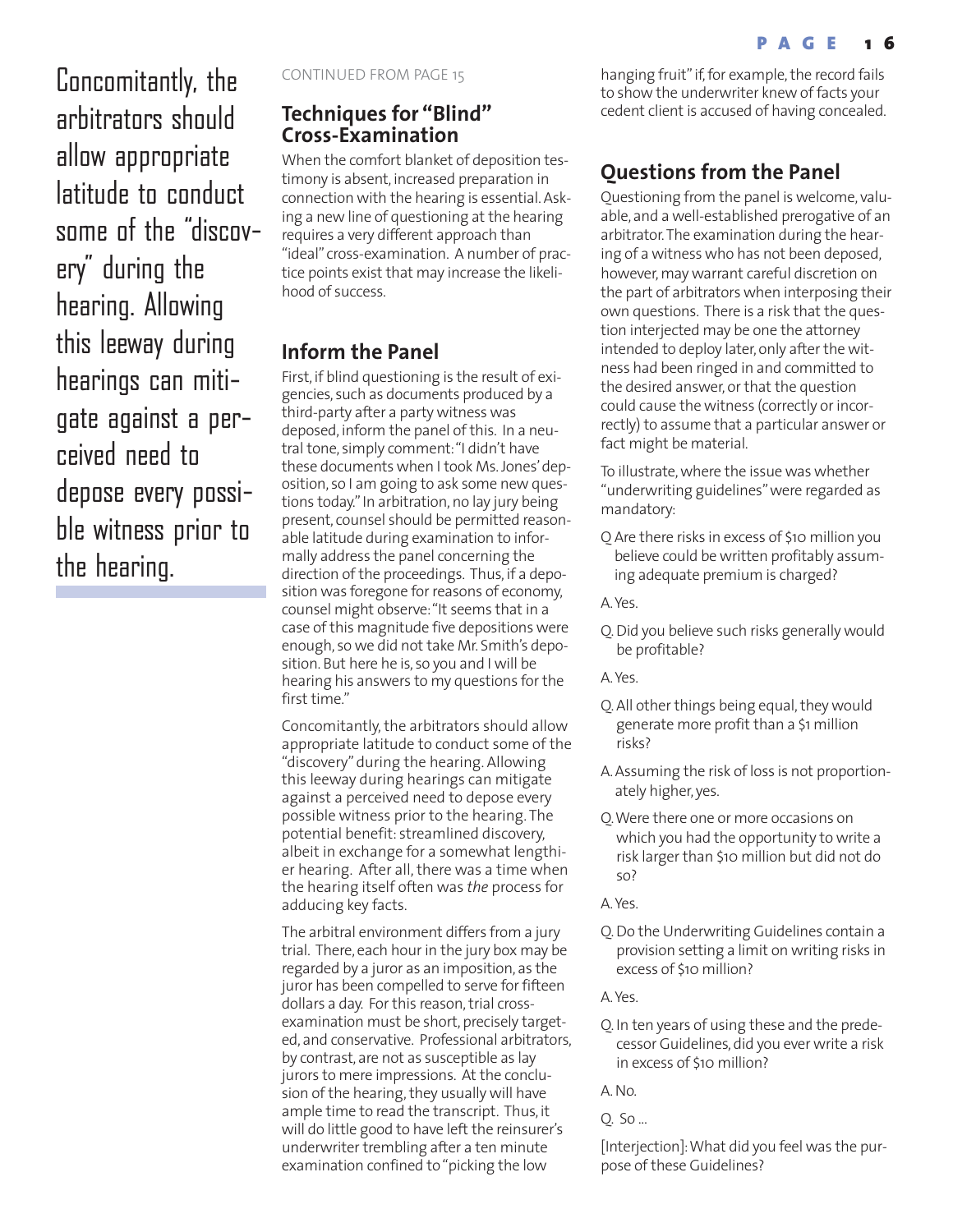Concomitantly, the arbitrators should allow appropriate latitude to conduct some of the "discovery" during the hearing. Allowing this leeway during hearings can mitigate against a perceived need to depose every possible witness prior to the hearing.

CONTINUED FROM PAGE 15

## Techniques for "Blind" Cross-Examination

When the comfort blanket of deposition testimony is absent, increased preparation in connection with the hearing is essential. Asking a new line of questioning at the hearing requires a very different approach than "ideal" cross-examination. A number of practice points exist that may increase the likelihood of success.

## Inform the Panel

First, if blind questioning is the result of exigencies, such as documents produced by a third-party after a party witness was deposed, inform the panel of this. In a neutral tone, simply comment: "I didn't have these documents when I took Ms. Jones' deposition, so I am going to ask some new questions today." In arbitration, no lay jury being present, counsel should be permitted reasonable latitude during examination to informally address the panel concerning the direction of the proceedings. Thus, if a deposition was foregone for reasons of economy, counsel might observe: "It seems that in a case of this magnitude five depositions were enough, so we did not take Mr. Smith's deposition. But here he is, so you and I will be hearing his answers to my questions for the first time."

Concomitantly, the arbitrators should allow appropriate latitude to conduct some of the "discovery" during the hearing. Allowing this leeway during hearings can mitigate against a perceived need to depose every possible witness prior to the hearing. The potential benefit: streamlined discovery, albeit in exchange for a somewhat lengthier hearing. After all, there was a time when the hearing itself often was *the* process for adducing key facts.

The arbitral environment differs from a jury trial. There, each hour in the jury box may be regarded by a juror as an imposition, as the juror has been compelled to serve for fifteen dollars a day. For this reason, trial cross-examination must be short, precisely targeted, and conservative. Professional arbitrators, by contrast, are not as susceptible as lay jurors to mere impressions. At the conclusion of the hearing, they usually will have ample time to read the transcript. Thus, it will do little good to have left the reinsurer's underwriter trembling after a ten minute examination confined to "picking the low hanging fruit" if, for example, the record fails to show the underwriter knew of facts your cedent client is accused of having concealed.

## Questions from the Panel

Questioning from the panel is welcome, valuable, and a well-established prerogative of an arbitrator. The examination during the hearing of a witness who has not been deposed, however, may warrant careful discretion on the part of arbitrators when interposing their own questions. There is a risk that the question interjected may be one the attorney intended to deploy later, only after the witness had been ringed in and committed to the desired answer, or that the question could cause the witness (correctly or incorrectly) to assume that a particular answer or fact might be material.

To illustrate, where the issue was whether "underwriting guidelines" were regarded as mandatory:

Q Are there risks in excess of $10 million you believe could be written profitably assuming adequate premium is charged?

A. Yes.

Q. Did you believe such risks generally would be profitable?

A. Yes.

Q. All other things being equal, they would generate more profit than a $1 million risks?

A. Assuming the risk of loss is not proportionately higher, yes.

Q. Were there one or more occasions on which you had the opportunity to write a risk larger than $10 million but did not do so?

A. Yes.

Q. Do the Underwriting Guidelines contain a provision setting a limit on writing risks in excess of $10 million?

A. Yes.

Q. In ten years of using these and the predecessor Guidelines, did you ever write a risk in excess of $10 million?

A. No.

Q. So ...

[Interjection]: What did you feel was the purpose of these Guidelines?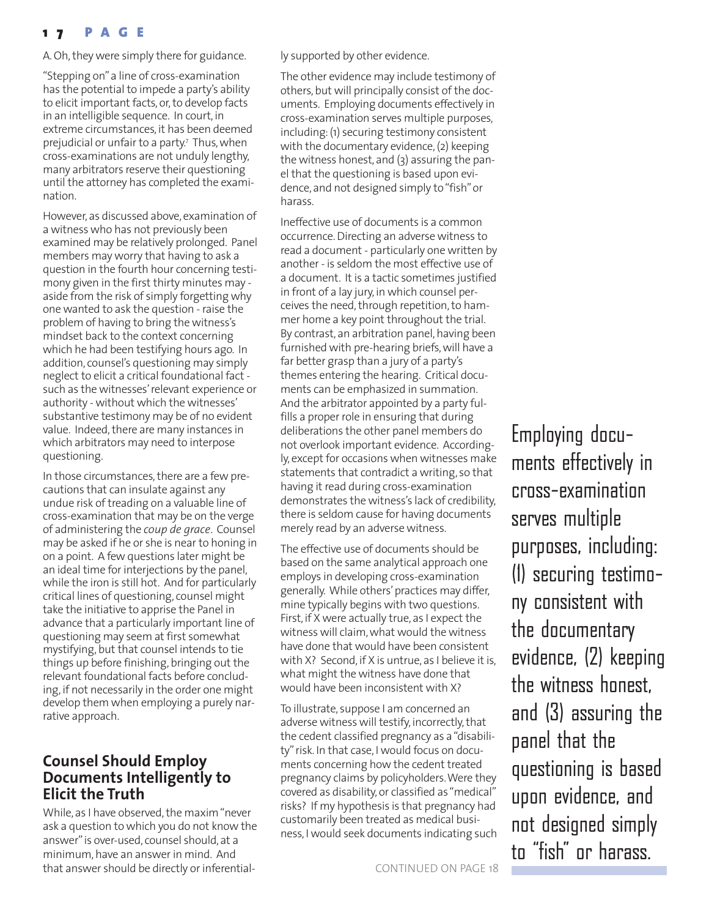A. Oh, they were simply there for guidance.

"Stepping on" a line of cross-examination has the potential to impede a party's ability to elicit important facts, or, to develop facts in an intelligible sequence. In court, in extreme circumstances, it has been deemed prejudicial or unfair to a party.[7] Thus, when cross-examinations are not unduly lengthy, many arbitrators reserve their questioning until the attorney has completed the examination.

However, as discussed above, examination of a witness who has not previously been examined may be relatively prolonged. Panel members may worry that having to ask a question in the fourth hour concerning testimony given in the first thirty minutes may - aside from the risk of simply forgetting why one wanted to ask the question - raise the problem of having to bring the witness's mindset back to the context concerning which he had been testifying hours ago. In addition, counsel's questioning may simply neglect to elicit a critical foundational fact - such as the witnesses' relevant experience or authority - without which the witnesses' substantive testimony may be of no evident value. Indeed, there are many instances in which arbitrators may need to interpose questioning.

In those circumstances, there are a few precautions that can insulate against any undue risk of treading on a valuable line of cross-examination that may be on the verge of administering the *coup de grace*. Counsel may be asked if he or she is near to honing in on a point. A few questions later might be an ideal time for interjections by the panel, while the iron is still hot. And for particularly critical lines of questioning, counsel might take the initiative to apprise the Panel in advance that a particularly important line of questioning may seem at first somewhat mystifying, but that counsel intends to tie things up before finishing, bringing out the relevant foundational facts before concluding, if not necessarily in the order one might develop them when employing a purely narrative approach.

## Counsel Should Employ Documents Intelligently to Elicit the Truth

While, as I have observed, the maxim "never ask a question to which you do not know the answer" is over-used, counsel should, at a minimum, have an answer in mind. And that answer should be directly or inferentially supported by other evidence.

The other evidence may include testimony of others, but will principally consist of the documents. Employing documents effectively in cross-examination serves multiple purposes, including: (1) securing testimony consistent with the documentary evidence, (2) keeping the witness honest, and (3) assuring the panel that the questioning is based upon evidence, and not designed simply to "fish" or harass.

Ineffective use of documents is a common occurrence. Directing an adverse witness to read a document - particularly one written by another - is seldom the most effective use of a document. It is a tactic sometimes justified in front of a lay jury, in which counsel perceives the need, through repetition, to hammer home a key point throughout the trial. By contrast, an arbitration panel, having been furnished with pre-hearing briefs, will have a far better grasp than a jury of a party's themes entering the hearing. Critical documents can be emphasized in summation. And the arbitrator appointed by a party fulfills a proper role in ensuring that during deliberations the other panel members do not overlook important evidence. Accordingly, except for occasions when witnesses make statements that contradict a writing, so that having it read during cross-examination demonstrates the witness's lack of credibility, there is seldom cause for having documents merely read by an adverse witness.

The effective use of documents should be based on the same analytical approach one employs in developing cross-examination generally. While others' practices may differ, mine typically begins with two questions. First, if X were actually true, as I expect the witness will claim, what would the witness have done that would have been consistent with X? Second, if X is untrue, as I believe it is, what might the witness have done that would have been inconsistent with X?

To illustrate, suppose I am concerned an adverse witness will testify, incorrectly, that the cedent classified pregnancy as a "disability" risk. In that case, I would focus on documents concerning how the cedent treated pregnancy claims by policyholders. Were they covered as disability, or classified as "medical" risks? If my hypothesis is that pregnancy had customarily been treated as medical business, I would seek documents indicating such

CONTINUED ON PAGE 18

> Employing documents effectively in cross-examination serves multiple purposes, including: (1) securing testimony consistent with the documentary evidence, (2) keeping the witness honest, and (3) assuring the panel that the questioning is based upon evidence, and not designed simply to "fish" or harass.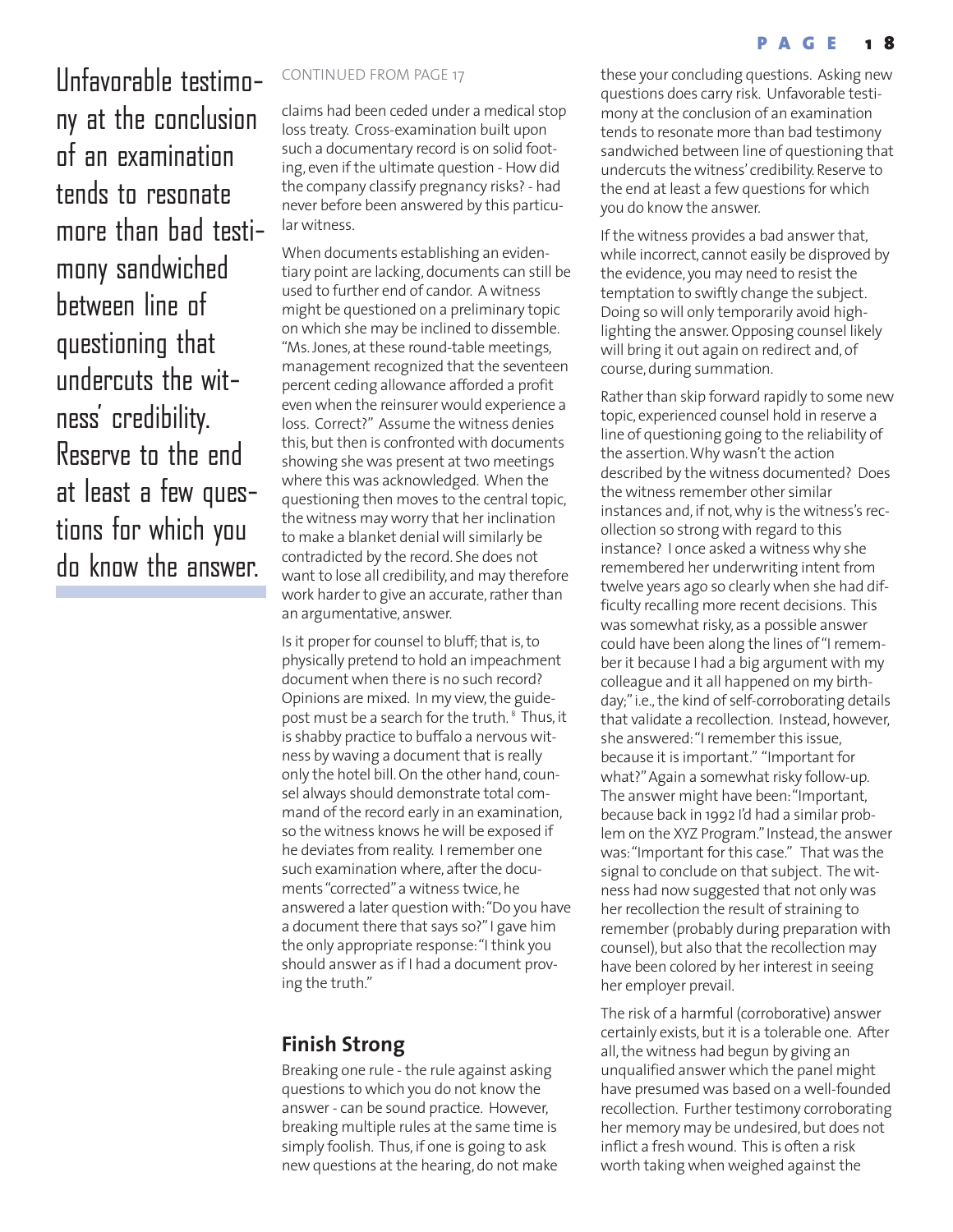Unfavorable testimony at the conclusion of an examination tends to resonate more than bad testimony sandwiched between line of questioning that undercuts the witness' credibility. Reserve to the end at least a few questions for which you do know the answer.

CONTINUED FROM PAGE 17

claims had been ceded under a medical stop loss treaty. Cross-examination built upon such a documentary record is on solid footing, even if the ultimate question - How did the company classify pregnancy risks? - had never before been answered by this particular witness.

When documents establishing an evidentiary point are lacking, documents can still be used to further end of candor. A witness might be questioned on a preliminary topic on which she may be inclined to dissemble. "Ms. Jones, at these round-table meetings, management recognized that the seventeen percent ceding allowance afforded a profit even when the reinsurer would experience a loss. Correct?" Assume the witness denies this, but then is confronted with documents showing she was present at two meetings where this was acknowledged. When the questioning then moves to the central topic, the witness may worry that her inclination to make a blanket denial will similarly be contradicted by the record. She does not want to lose all credibility, and may therefore work harder to give an accurate, rather than an argumentative, answer.

Is it proper for counsel to bluff; that is, to physically pretend to hold an impeachment document when there is no such record? Opinions are mixed. In my view, the guidepost must be a search for the truth.[8] Thus, it is shabby practice to buffalo a nervous witness by waving a document that is really only the hotel bill. On the other hand, counsel always should demonstrate total command of the record early in an examination, so the witness knows he will be exposed if he deviates from reality. I remember one such examination where, after the documents "corrected" a witness twice, he answered a later question with: "Do you have a document there that says so?" I gave him the only appropriate response: "I think you should answer as if I had a document proving the truth."

## Finish Strong

Breaking one rule - the rule against asking questions to which you do not know the answer - can be sound practice. However, breaking multiple rules at the same time is simply foolish. Thus, if one is going to ask new questions at the hearing, do not make these your concluding questions. Asking new questions does carry risk. Unfavorable testimony at the conclusion of an examination tends to resonate more than bad testimony sandwiched between line of questioning that undercuts the witness' credibility. Reserve to the end at least a few questions for which you do know the answer.

If the witness provides a bad answer that, while incorrect, cannot easily be disproved by the evidence, you may need to resist the temptation to swiftly change the subject. Doing so will only temporarily avoid highlighting the answer. Opposing counsel likely will bring it out again on redirect and, of course, during summation.

Rather than skip forward rapidly to some new topic, experienced counsel hold in reserve a line of questioning going to the reliability of the assertion. Why wasn't the action described by the witness documented? Does the witness remember other similar instances and, if not, why is the witness's recollection so strong with regard to this instance? I once asked a witness why she remembered her underwriting intent from twelve years ago so clearly when she had difficulty recalling more recent decisions. This was somewhat risky, as a possible answer could have been along the lines of "I remember it because I had a big argument with my colleague and it all happened on my birthday;" i.e., the kind of self-corroborating details that validate a recollection. Instead, however, she answered: "I remember this issue, because it is important." "Important for what?" Again a somewhat risky follow-up. The answer might have been: "Important, because back in 1992 I'd had a similar problem on the XYZ Program." Instead, the answer was: "Important for this case." That was the signal to conclude on that subject. The witness had now suggested that not only was her recollection the result of straining to remember (probably during preparation with counsel), but also that the recollection may have been colored by her interest in seeing her employer prevail.

The risk of a harmful (corroborative) answer certainly exists, but it is a tolerable one. After all, the witness had begun by giving an unqualified answer which the panel might have presumed was based on a well-founded recollection. Further testimony corroborating her memory may be undesired, but does not inflict a fresh wound. This is often a risk worth taking when weighed against the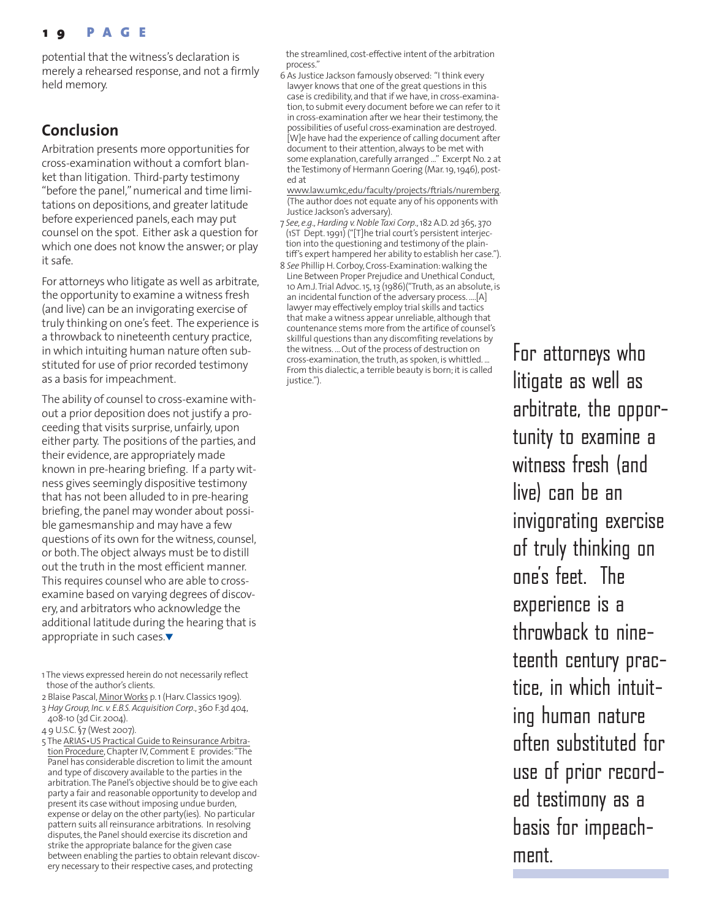potential that the witness's declaration is merely a rehearsed response, and not a firmly held memory.

## Conclusion

Arbitration presents more opportunities for cross-examination without a comfort blanket than litigation. Third-party testimony "before the panel," numerical and time limitations on depositions, and greater latitude before experienced panels, each may put counsel on the spot. Either ask a question for which one does not know the answer; or play it safe.

For attorneys who litigate as well as arbitrate, the opportunity to examine a witness fresh (and live) can be an invigorating exercise of truly thinking on one's feet. The experience is a throwback to nineteenth century practice, in which intuiting human nature often substituted for use of prior recorded testimony as a basis for impeachment.

The ability of counsel to cross-examine without a prior deposition does not justify a proceeding that visits surprise, unfairly, upon either party. The positions of the parties, and their evidence, are appropriately made known in pre-hearing briefing. If a party witness gives seemingly dispositive testimony that has not been alluded to in pre-hearing briefing, the panel may wonder about possible gamesmanship and may have a few questions of its own for the witness, counsel, or both. The object always must be to distill out the truth in the most efficient manner. This requires counsel who are able to cross-examine based on varying degrees of discovery, and arbitrators who acknowledge the additional latitude during the hearing that is appropriate in such cases.▼

1 The views expressed herein do not necessarily reflect those of the author's clients.

2 Blaise Pascal, Minor Works p. 1 (Harv. Classics 1909).

3 *Hay Group, Inc. v. E.B.S. Acquisition Corp.*, 360 F.3d 404, 408-10 (3d Cir. 2004).

4 9 U.S.C. §7 (West 2007).

5 The ARIAS•US Practical Guide to Reinsurance Arbitration Procedure, Chapter IV, Comment E provides: "The Panel has considerable discretion to limit the amount and type of discovery available to the parties in the arbitration. The Panel's objective should be to give each party a fair and reasonable opportunity to develop and present its case without imposing undue burden, expense or delay on the other party(ies). No particular pattern suits all reinsurance arbitrations. In resolving disputes, the Panel should exercise its discretion and strike the appropriate balance for the given case between enabling the parties to obtain relevant discovery necessary to their respective cases, and protecting the streamlined, cost-effective intent of the arbitration process."

6 As Justice Jackson famously observed: "I think every lawyer knows that one of the great questions in this case is credibility, and that if we have, in cross-examination, to submit every document before we can refer to it in cross-examination after we hear their testimony, the possibilities of useful cross-examination are destroyed. [W]e have had the experience of calling document after document to their attention, always to be met with some explanation, carefully arranged ..." Excerpt No. 2 at the Testimony of Hermann Goering (Mar. 19, 1946), posted at www.law.umkc,edu/faculty/projects/ftrials/nuremberg. (The author does not equate any of his opponents with Justice Jackson's adversary).

7 *See, e.g., Harding v. Noble Taxi Corp.*, 182 A.D. 2d 365, 370 (1ST Dept. 1991) ("[T]he trial court's persistent interjection into the questioning and testimony of the plaintiff's expert hampered her ability to establish her case.").

8 *See* Phillip H. Corboy, Cross-Examination: walking the Line Between Proper Prejudice and Unethical Conduct, 10 Am.J. Trial Advoc. 15, 13 (1986)("Truth, as an absolute, is an incidental function of the adversary process. ....[A] lawyer may effectively employ trial skills and tactics that make a witness appear unreliable, although that countenance stems more from the artifice of counsel's skillful questions than any discomfiting revelations by the witness. ... Out of the process of destruction on cross-examination, the truth, as spoken, is whittled. ... From this dialectic, a terrible beauty is born; it is called justice.").

For attorneys who litigate as well as arbitrate, the opportunity to examine a witness fresh (and live) can be an invigorating exercise of truly thinking on one's feet. The experience is a throwback to nineteenth century practice, in which intuiting human nature often substituted for use of prior recorded testimony as a basis for impeachment.